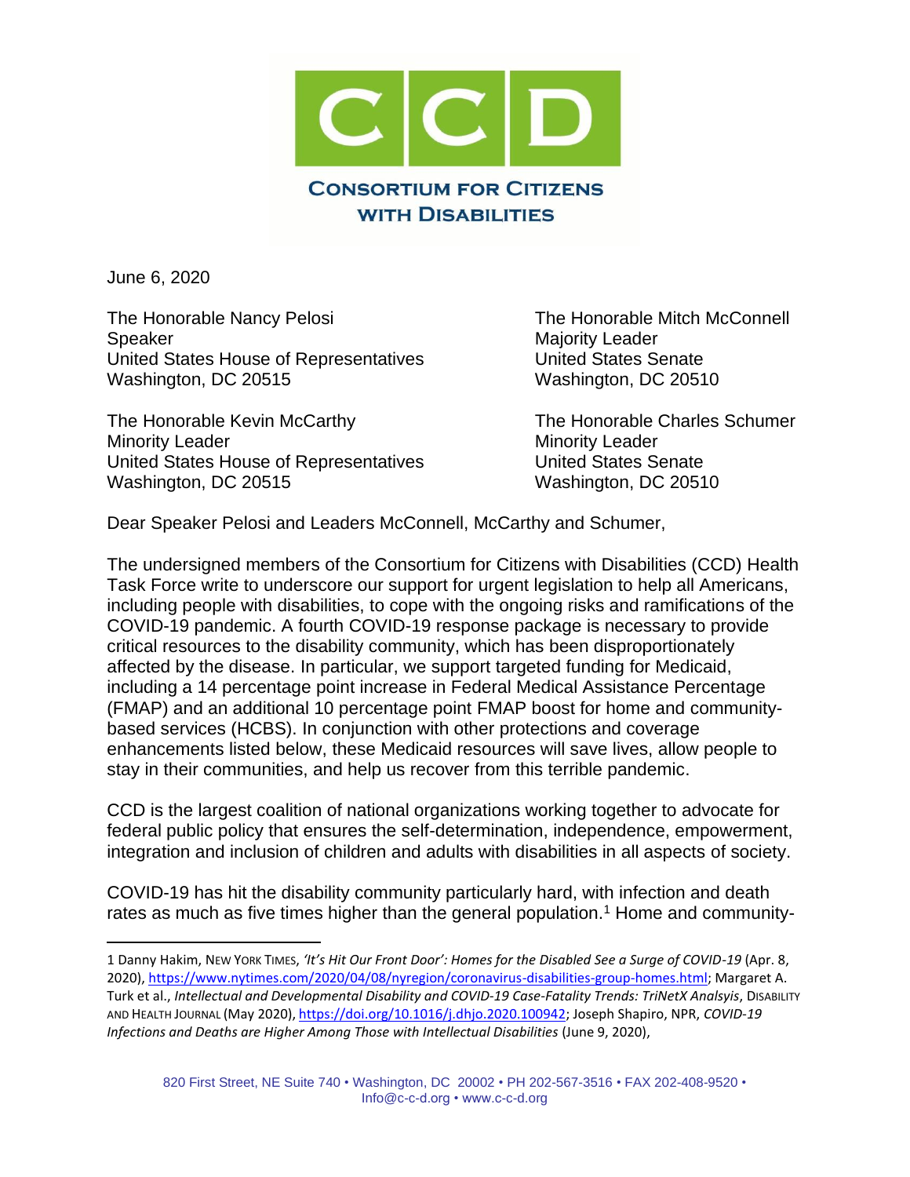# Consortium for Citizens with Disabilities

June 6, 2020

The Honorable Nancy Pelosi
Speaker
United States House of Representatives
Washington, DC 20515

The Honorable Mitch McConnell
Majority Leader
United States Senate
Washington, DC 20510

The Honorable Kevin McCarthy
Minority Leader
United States House of Representatives
Washington, DC 20515

The Honorable Charles Schumer
Minority Leader
United States Senate
Washington, DC 20510

Dear Speaker Pelosi and Leaders McConnell, McCarthy and Schumer,

The undersigned members of the Consortium for Citizens with Disabilities (CCD) Health Task Force write to underscore our support for urgent legislation to help all Americans, including people with disabilities, to cope with the ongoing risks and ramifications of the COVID-19 pandemic. A fourth COVID-19 response package is necessary to provide critical resources to the disability community, which has been disproportionately affected by the disease. In particular, we support targeted funding for Medicaid, including a 14 percentage point increase in Federal Medical Assistance Percentage (FMAP) and an additional 10 percentage point FMAP boost for home and community-based services (HCBS). In conjunction with other protections and coverage enhancements listed below, these Medicaid resources will save lives, allow people to stay in their communities, and help us recover from this terrible pandemic.

CCD is the largest coalition of national organizations working together to advocate for federal public policy that ensures the self-determination, independence, empowerment, integration and inclusion of children and adults with disabilities in all aspects of society.

COVID-19 has hit the disability community particularly hard, with infection and death rates as much as five times higher than the general population.[1] Home and community-

---

1 Danny Hakim, NEW YORK TIMES, *'It's Hit Our Front Door': Homes for the Disabled See a Surge of COVID-19* (Apr. 8, 2020), https://www.nytimes.com/2020/04/08/nyregion/coronavirus-disabilities-group-homes.html; Margaret A. Turk et al., *Intellectual and Developmental Disability and COVID-19 Case-Fatality Trends: TriNetX Analsyis*, DISABILITY AND HEALTH JOURNAL (May 2020), https://doi.org/10.1016/j.dhjo.2020.100942; Joseph Shapiro, NPR, *COVID-19 Infections and Deaths are Higher Among Those with Intellectual Disabilities* (June 9, 2020),

820 First Street, NE Suite 740 • Washington, DC 20002 • PH 202-567-3516 • FAX 202-408-9520 • Info@c-c-d.org • www.c-c-d.org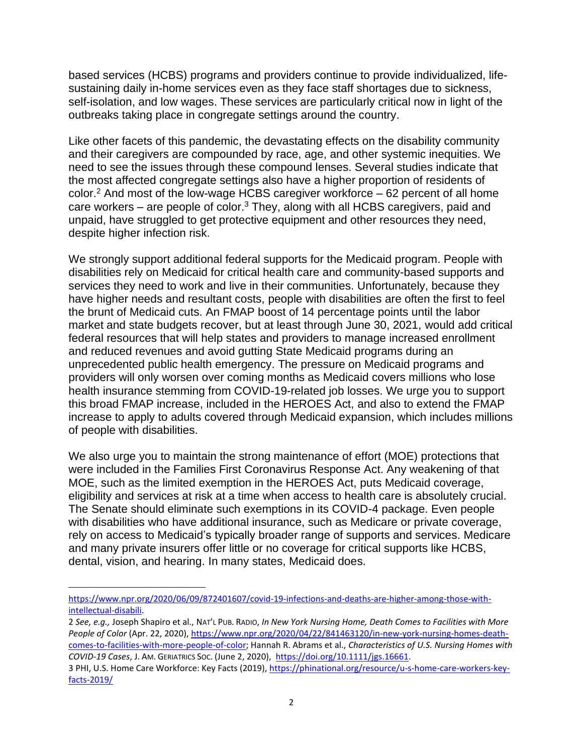based services (HCBS) programs and providers continue to provide individualized, life-sustaining daily in-home services even as they face staff shortages due to sickness, self-isolation, and low wages. These services are particularly critical now in light of the outbreaks taking place in congregate settings around the country.

Like other facets of this pandemic, the devastating effects on the disability community and their caregivers are compounded by race, age, and other systemic inequities. We need to see the issues through these compound lenses. Several studies indicate that the most affected congregate settings also have a higher proportion of residents of color.[2] And most of the low-wage HCBS caregiver workforce – 62 percent of all home care workers – are people of color.[3] They, along with all HCBS caregivers, paid and unpaid, have struggled to get protective equipment and other resources they need, despite higher infection risk.

We strongly support additional federal supports for the Medicaid program. People with disabilities rely on Medicaid for critical health care and community-based supports and services they need to work and live in their communities. Unfortunately, because they have higher needs and resultant costs, people with disabilities are often the first to feel the brunt of Medicaid cuts. An FMAP boost of 14 percentage points until the labor market and state budgets recover, but at least through June 30, 2021, would add critical federal resources that will help states and providers to manage increased enrollment and reduced revenues and avoid gutting State Medicaid programs during an unprecedented public health emergency. The pressure on Medicaid programs and providers will only worsen over coming months as Medicaid covers millions who lose health insurance stemming from COVID-19-related job losses. We urge you to support this broad FMAP increase, included in the HEROES Act, and also to extend the FMAP increase to apply to adults covered through Medicaid expansion, which includes millions of people with disabilities.

We also urge you to maintain the strong maintenance of effort (MOE) protections that were included in the Families First Coronavirus Response Act. Any weakening of that MOE, such as the limited exemption in the HEROES Act, puts Medicaid coverage, eligibility and services at risk at a time when access to health care is absolutely crucial. The Senate should eliminate such exemptions in its COVID-4 package. Even people with disabilities who have additional insurance, such as Medicare or private coverage, rely on access to Medicaid's typically broader range of supports and services. Medicare and many private insurers offer little or no coverage for critical supports like HCBS, dental, vision, and hearing. In many states, Medicaid does.

---

https://www.npr.org/2020/06/09/872401607/covid-19-infections-and-deaths-are-higher-among-those-with-intellectual-disabili.

2 *See, e.g.,* Joseph Shapiro et al., NAT'L PUB. RADIO, *In New York Nursing Home, Death Comes to Facilities with More People of Color* (Apr. 22, 2020), https://www.npr.org/2020/04/22/841463120/in-new-york-nursing-homes-death-comes-to-facilities-with-more-people-of-color; Hannah R. Abrams et al., *Characteristics of U.S. Nursing Homes with COVID-19 Cases*, J. AM. GERIATRICS SOC. (June 2, 2020), https://doi.org/10.1111/jgs.16661.

3 PHI, U.S. Home Care Workforce: Key Facts (2019), https://phinational.org/resource/u-s-home-care-workers-key-facts-2019/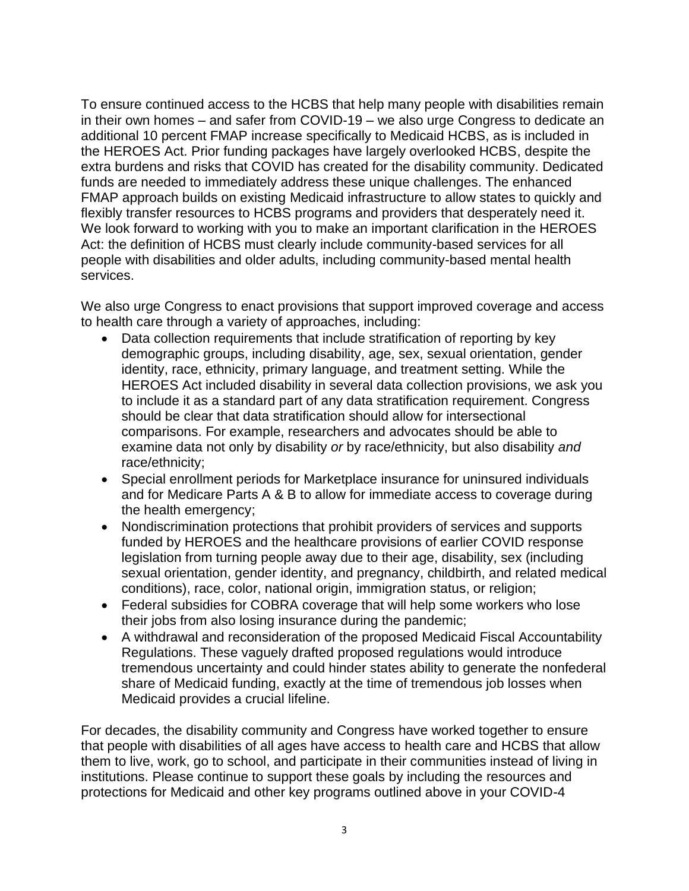To ensure continued access to the HCBS that help many people with disabilities remain in their own homes – and safer from COVID-19 – we also urge Congress to dedicate an additional 10 percent FMAP increase specifically to Medicaid HCBS, as is included in the HEROES Act. Prior funding packages have largely overlooked HCBS, despite the extra burdens and risks that COVID has created for the disability community. Dedicated funds are needed to immediately address these unique challenges. The enhanced FMAP approach builds on existing Medicaid infrastructure to allow states to quickly and flexibly transfer resources to HCBS programs and providers that desperately need it. We look forward to working with you to make an important clarification in the HEROES Act: the definition of HCBS must clearly include community-based services for all people with disabilities and older adults, including community-based mental health services.

We also urge Congress to enact provisions that support improved coverage and access to health care through a variety of approaches, including:

- Data collection requirements that include stratification of reporting by key demographic groups, including disability, age, sex, sexual orientation, gender identity, race, ethnicity, primary language, and treatment setting. While the HEROES Act included disability in several data collection provisions, we ask you to include it as a standard part of any data stratification requirement. Congress should be clear that data stratification should allow for intersectional comparisons. For example, researchers and advocates should be able to examine data not only by disability *or* by race/ethnicity, but also disability *and* race/ethnicity;
- Special enrollment periods for Marketplace insurance for uninsured individuals and for Medicare Parts A & B to allow for immediate access to coverage during the health emergency;
- Nondiscrimination protections that prohibit providers of services and supports funded by HEROES and the healthcare provisions of earlier COVID response legislation from turning people away due to their age, disability, sex (including sexual orientation, gender identity, and pregnancy, childbirth, and related medical conditions), race, color, national origin, immigration status, or religion;
- Federal subsidies for COBRA coverage that will help some workers who lose their jobs from also losing insurance during the pandemic;
- A withdrawal and reconsideration of the proposed Medicaid Fiscal Accountability Regulations. These vaguely drafted proposed regulations would introduce tremendous uncertainty and could hinder states ability to generate the nonfederal share of Medicaid funding, exactly at the time of tremendous job losses when Medicaid provides a crucial lifeline.

For decades, the disability community and Congress have worked together to ensure that people with disabilities of all ages have access to health care and HCBS that allow them to live, work, go to school, and participate in their communities instead of living in institutions. Please continue to support these goals by including the resources and protections for Medicaid and other key programs outlined above in your COVID-4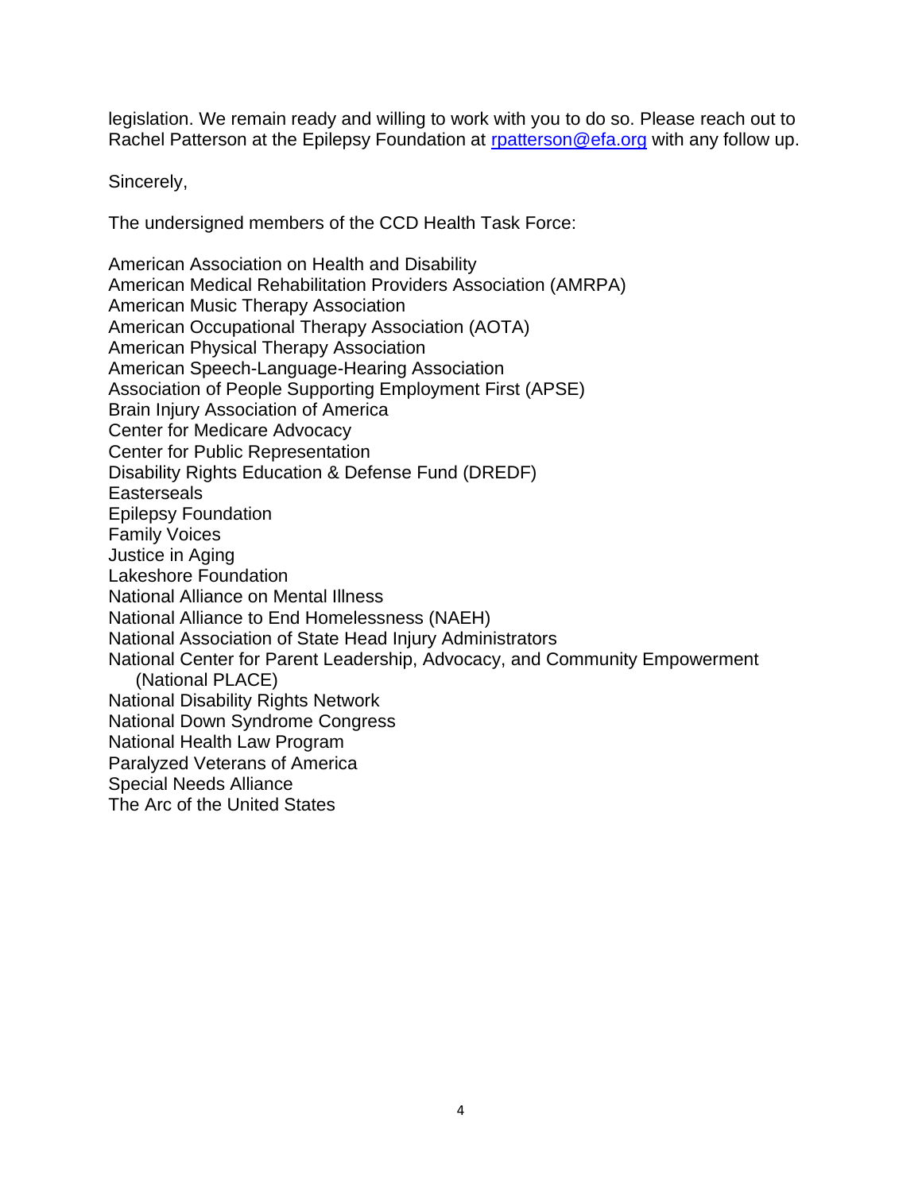legislation. We remain ready and willing to work with you to do so. Please reach out to Rachel Patterson at the Epilepsy Foundation at rpatterson@efa.org with any follow up.

Sincerely,

The undersigned members of the CCD Health Task Force:

American Association on Health and Disability
American Medical Rehabilitation Providers Association (AMRPA)
American Music Therapy Association
American Occupational Therapy Association (AOTA)
American Physical Therapy Association
American Speech-Language-Hearing Association
Association of People Supporting Employment First (APSE)
Brain Injury Association of America
Center for Medicare Advocacy
Center for Public Representation
Disability Rights Education & Defense Fund (DREDF)
Easterseals
Epilepsy Foundation
Family Voices
Justice in Aging
Lakeshore Foundation
National Alliance on Mental Illness
National Alliance to End Homelessness (NAEH)
National Association of State Head Injury Administrators
National Center for Parent Leadership, Advocacy, and Community Empowerment (National PLACE)
National Disability Rights Network
National Down Syndrome Congress
National Health Law Program
Paralyzed Veterans of America
Special Needs Alliance
The Arc of the United States